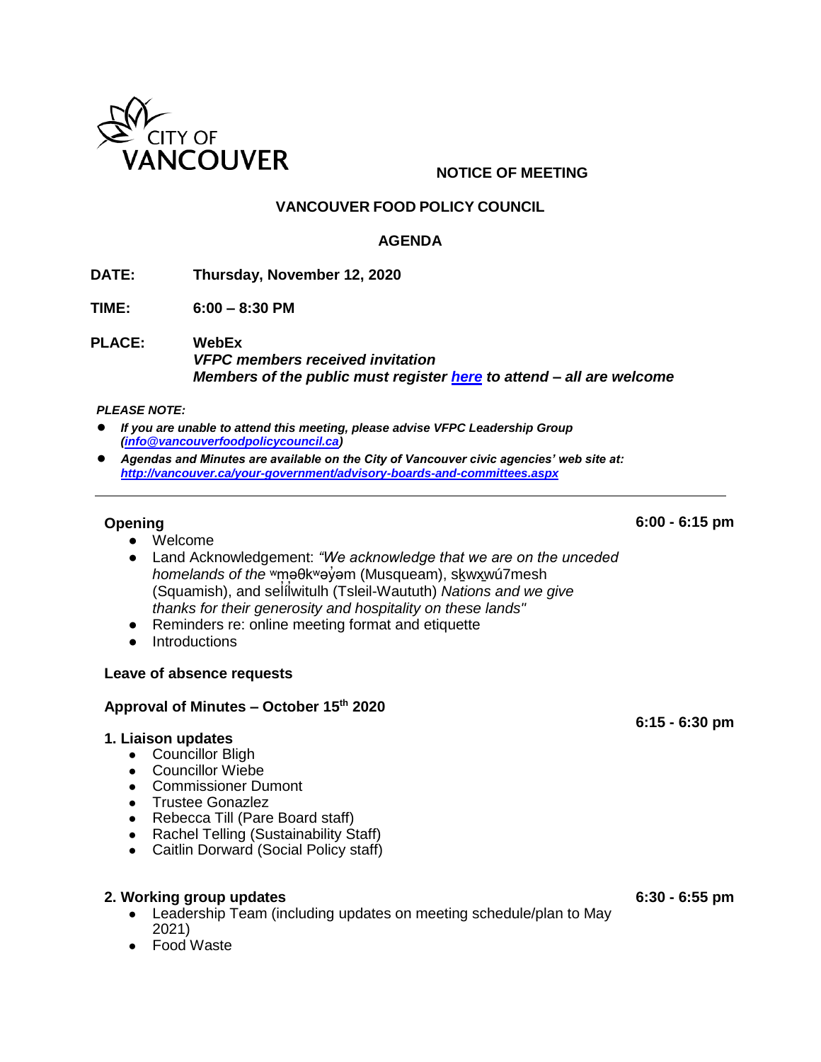CITY OF VANCOUVER

**NOTICE OF MEETING**

**VANCOUVER FOOD POLICY COUNCIL**

**AGENDA**

**DATE:** Thursday, November 12, 2020

**TIME:** 6:00 – 8:30 PM

**PLACE:** WebEx
*VFPC members received invitation*
***Members of the public must register here to attend – all are welcome***

***PLEASE NOTE:***

- ***If you are unable to attend this meeting, please advise VFPC Leadership Group (info@vancouverfoodpolicycouncil.ca)***
- ***Agendas and Minutes are available on the City of Vancouver civic agencies' web site at: http://vancouver.ca/your-government/advisory-boards-and-committees.aspx***

---

**Opening** **6:00 - 6:15 pm**

- Welcome
- Land Acknowledgement: *"We acknowledge that we are on the unceded homelands of the* ʷməθkʷəy̓əm (Musqueam), sḵwx̱wú7mesh (Squamish), and səl̓ílwitulh (Tsleil-Waututh) *Nations and we give thanks for their generosity and hospitality on these lands"*
- Reminders re: online meeting format and etiquette
- Introductions

**Leave of absence requests**

**Approval of Minutes – October 15th 2020**

**6:15 - 6:30 pm**

**1. Liaison updates**

- Councillor Bligh
- Councillor Wiebe
- Commissioner Dumont
- Trustee Gonazlez
- Rebecca Till (Pare Board staff)
- Rachel Telling (Sustainability Staff)
- Caitlin Dorward (Social Policy staff)

**2. Working group updates** **6:30 - 6:55 pm**

- Leadership Team (including updates on meeting schedule/plan to May 2021)
- Food Waste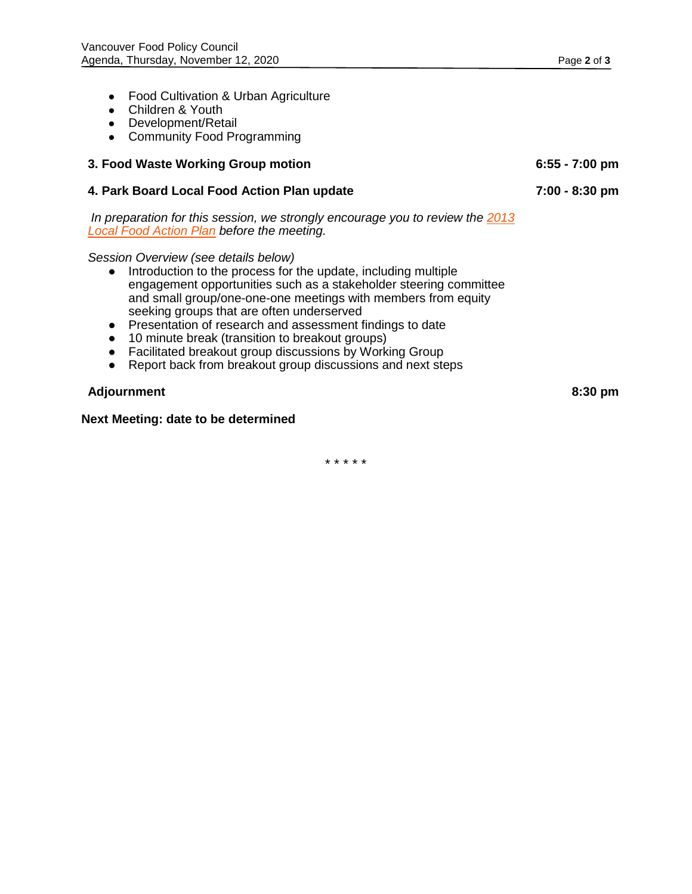- Food Cultivation & Urban Agriculture
- Children & Youth
- Development/Retail
- Community Food Programming

**3. Food Waste Working Group motion** **6:55 - 7:00 pm**

**4. Park Board Local Food Action Plan update** **7:00 - 8:30 pm**

*In preparation for this session, we strongly encourage you to review the 2013 Local Food Action Plan before the meeting.*

*Session Overview (see details below)*

- Introduction to the process for the update, including multiple engagement opportunities such as a stakeholder steering committee and small group/one-one-one meetings with members from equity seeking groups that are often underserved
- Presentation of research and assessment findings to date
- 10 minute break (transition to breakout groups)
- Facilitated breakout group discussions by Working Group
- Report back from breakout group discussions and next steps

**Adjournment** **8:30 pm**

**Next Meeting: date to be determined**

* * * * *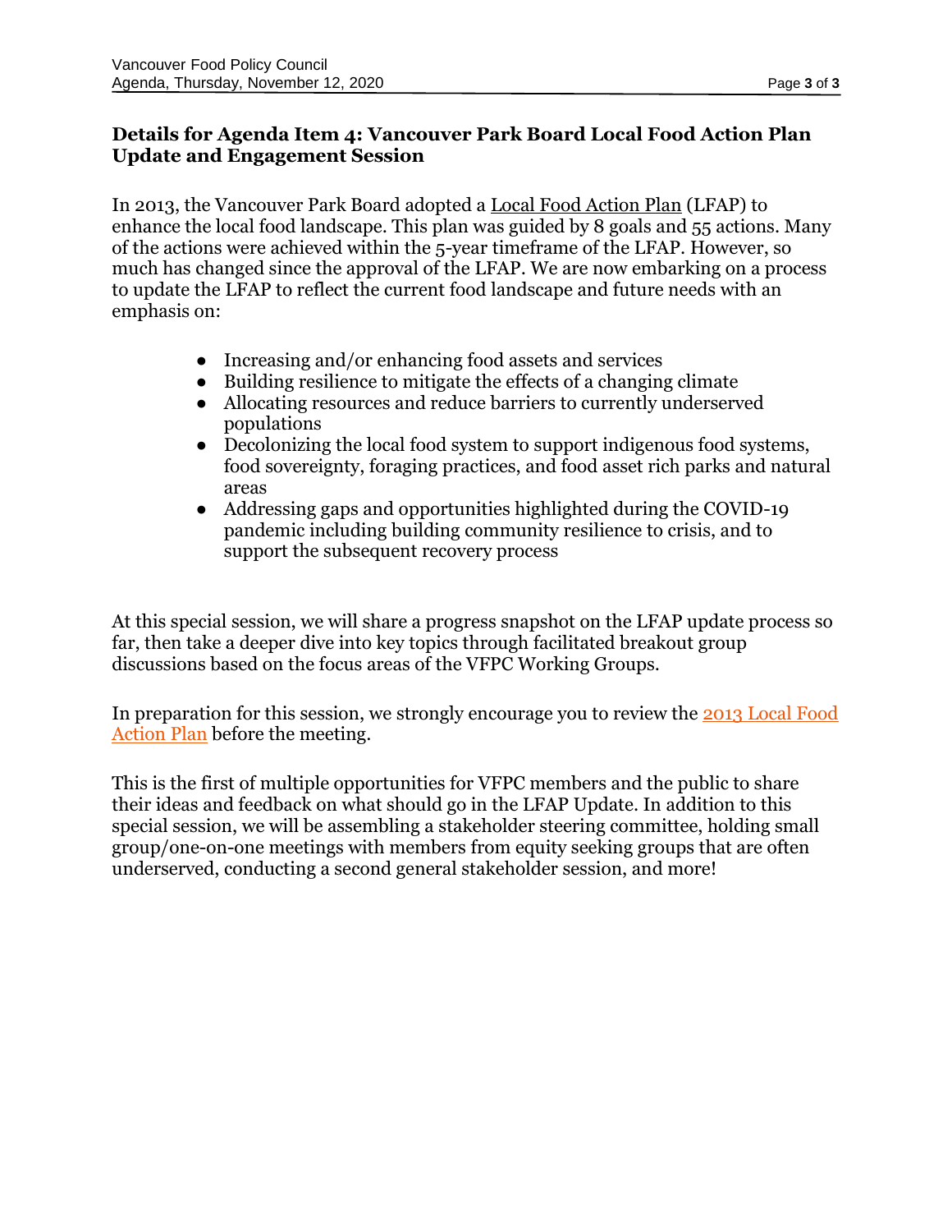### Details for Agenda Item 4: Vancouver Park Board Local Food Action Plan Update and Engagement Session

In 2013, the Vancouver Park Board adopted a Local Food Action Plan (LFAP) to enhance the local food landscape. This plan was guided by 8 goals and 55 actions. Many of the actions were achieved within the 5-year timeframe of the LFAP. However, so much has changed since the approval of the LFAP. We are now embarking on a process to update the LFAP to reflect the current food landscape and future needs with an emphasis on:

- Increasing and/or enhancing food assets and services
- Building resilience to mitigate the effects of a changing climate
- Allocating resources and reduce barriers to currently underserved populations
- Decolonizing the local food system to support indigenous food systems, food sovereignty, foraging practices, and food asset rich parks and natural areas
- Addressing gaps and opportunities highlighted during the COVID-19 pandemic including building community resilience to crisis, and to support the subsequent recovery process

At this special session, we will share a progress snapshot on the LFAP update process so far, then take a deeper dive into key topics through facilitated breakout group discussions based on the focus areas of the VFPC Working Groups.

In preparation for this session, we strongly encourage you to review the 2013 Local Food Action Plan before the meeting.

This is the first of multiple opportunities for VFPC members and the public to share their ideas and feedback on what should go in the LFAP Update. In addition to this special session, we will be assembling a stakeholder steering committee, holding small group/one-on-one meetings with members from equity seeking groups that are often underserved, conducting a second general stakeholder session, and more!